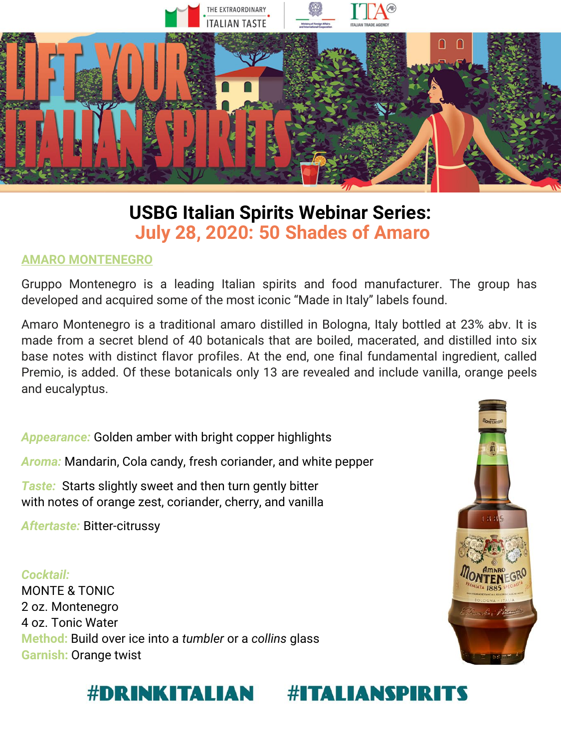# USBG Italian Spirits Webinar Series:
## July 28, 2020: 50 Shades of Amaro

### AMARO MONTENEGRO

Gruppo Montenegro is a leading Italian spirits and food manufacturer. The group has developed and acquired some of the most iconic "Made in Italy" labels found.

Amaro Montenegro is a traditional amaro distilled in Bologna, Italy bottled at 23% abv. It is made from a secret blend of 40 botanicals that are boiled, macerated, and distilled into six base notes with distinct flavor profiles. At the end, one final fundamental ingredient, called Premio, is added. Of these botanicals only 13 are revealed and include vanilla, orange peels and eucalyptus.

*Appearance:* Golden amber with bright copper highlights

*Aroma:* Mandarin, Cola candy, fresh coriander, and white pepper

*Taste:* Starts slightly sweet and then turn gently bitter with notes of orange zest, coriander, cherry, and vanilla

*Aftertaste:* Bitter-citrussy

*Cocktail:*
MONTE & TONIC
2 oz. Montenegro
4 oz. Tonic Water
Method: Build over ice into a *tumbler* or a *collins* glass
Garnish: Orange twist

#DRINKITALIAN #ITALIANSPIRITS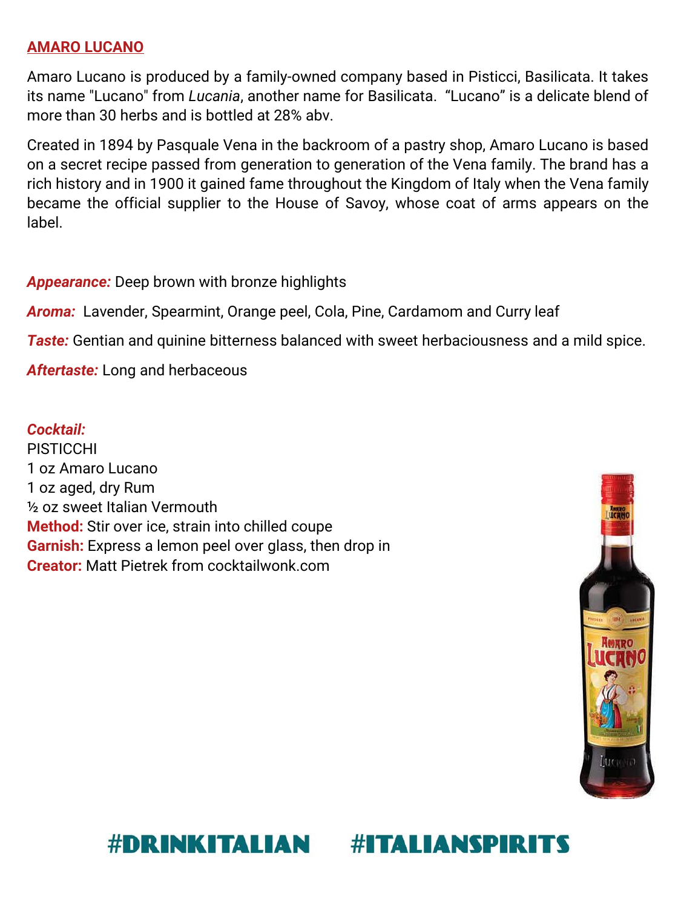## AMARO LUCANO

Amaro Lucano is produced by a family-owned company based in Pisticci, Basilicata. It takes its name "Lucano" from *Lucania*, another name for Basilicata. "Lucano" is a delicate blend of more than 30 herbs and is bottled at 28% abv.

Created in 1894 by Pasquale Vena in the backroom of a pastry shop, Amaro Lucano is based on a secret recipe passed from generation to generation of the Vena family. The brand has a rich history and in 1900 it gained fame throughout the Kingdom of Italy when the Vena family became the official supplier to the House of Savoy, whose coat of arms appears on the label.

***Appearance:*** Deep brown with bronze highlights

***Aroma:*** Lavender, Spearmint, Orange peel, Cola, Pine, Cardamom and Curry leaf

***Taste:*** Gentian and quinine bitterness balanced with sweet herbaciousness and a mild spice.

***Aftertaste:*** Long and herbaceous

***Cocktail:***
PISTICCHI
1 oz Amaro Lucano
1 oz aged, dry Rum
½ oz sweet Italian Vermouth
**Method:** Stir over ice, strain into chilled coupe
**Garnish:** Express a lemon peel over glass, then drop in
**Creator:** Matt Pietrek from cocktailwonk.com

**#DRINKITALIAN #ITALIANSPIRITS**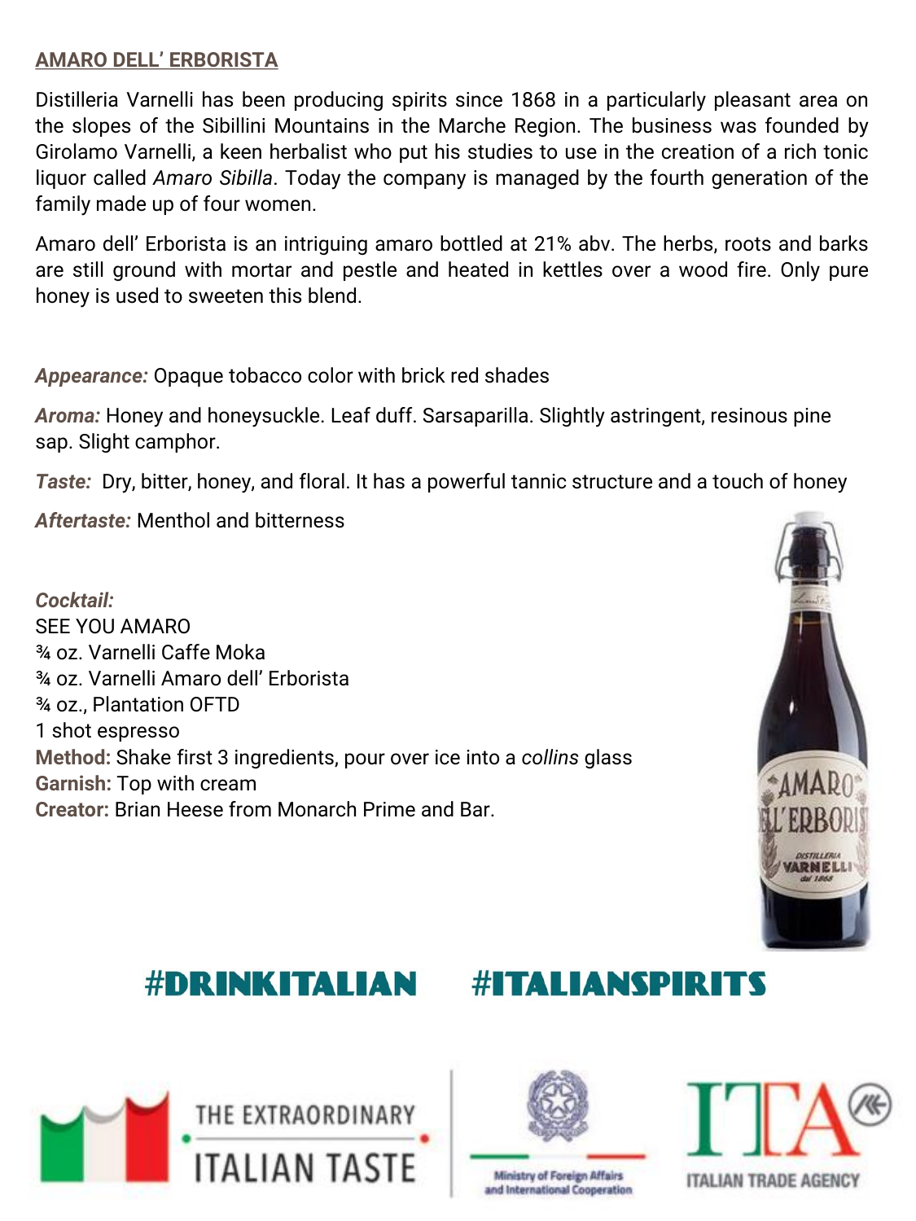## AMARO DELL' ERBORISTA

Distilleria Varnelli has been producing spirits since 1868 in a particularly pleasant area on the slopes of the Sibillini Mountains in the Marche Region. The business was founded by Girolamo Varnelli, a keen herbalist who put his studies to use in the creation of a rich tonic liquor called *Amaro Sibilla*. Today the company is managed by the fourth generation of the family made up of four women.

Amaro dell' Erborista is an intriguing amaro bottled at 21% abv. The herbs, roots and barks are still ground with mortar and pestle and heated in kettles over a wood fire. Only pure honey is used to sweeten this blend.

***Appearance:*** Opaque tobacco color with brick red shades

***Aroma:*** Honey and honeysuckle. Leaf duff. Sarsaparilla. Slightly astringent, resinous pine sap. Slight camphor.

***Taste:*** Dry, bitter, honey, and floral. It has a powerful tannic structure and a touch of honey

***Aftertaste:*** Menthol and bitterness

***Cocktail:***
SEE YOU AMARO
¾ oz. Varnelli Caffe Moka
¾ oz. Varnelli Amaro dell' Erborista
¾ oz., Plantation OFTD
1 shot espresso
**Method:** Shake first 3 ingredients, pour over ice into a *collins* glass
**Garnish:** Top with cream
**Creator:** Brian Heese from Monarch Prime and Bar.

#DRINKITALIAN #ITALIANSPIRITS

THE EXTRAORDINARY ITALIAN TASTE

Ministry of Foreign Affairs and International Cooperation

ITA ITALIAN TRADE AGENCY